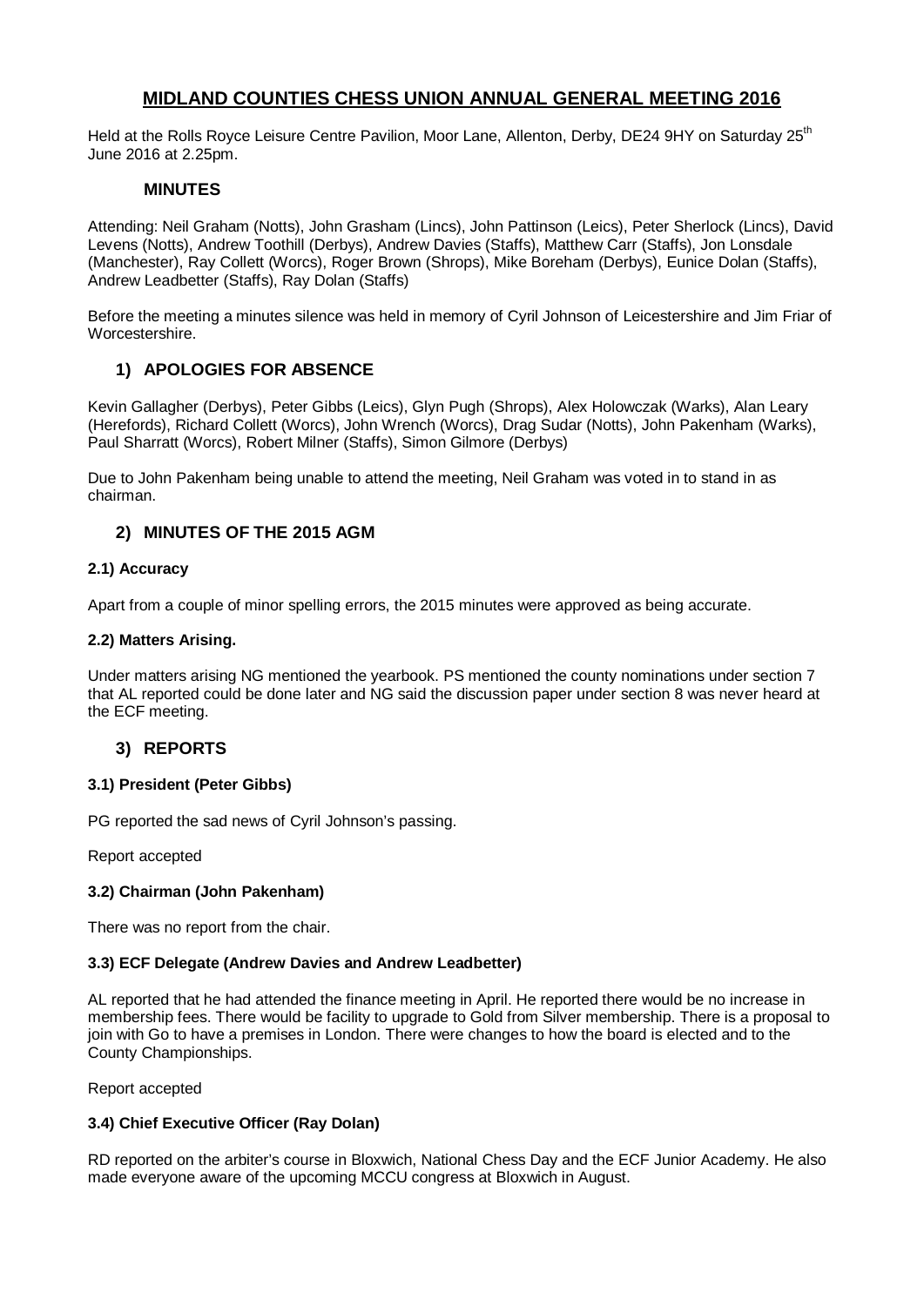# MIDLAND COUNTIES CHESS UNION ANNUAL GENERAL MEETING 2016

Held at the Rolls Royce Leisure Centre Pavilion, Moor Lane, Allenton, Derby, DE24 9HY on Saturday 25th June 2016 at 2.25pm.

## MINUTES

Attending: Neil Graham (Notts), John Grasham (Lincs), John Pattinson (Leics), Peter Sherlock (Lincs), David Levens (Notts), Andrew Toothill (Derbys), Andrew Davies (Staffs), Matthew Carr (Staffs), Jon Lonsdale (Manchester), Ray Collett (Worcs), Roger Brown (Shrops), Mike Boreham (Derbys), Eunice Dolan (Staffs), Andrew Leadbetter (Staffs), Ray Dolan (Staffs)

Before the meeting a minutes silence was held in memory of Cyril Johnson of Leicestershire and Jim Friar of Worcestershire.

## 1) APOLOGIES FOR ABSENCE

Kevin Gallagher (Derbys), Peter Gibbs (Leics), Glyn Pugh (Shrops), Alex Holowczak (Warks), Alan Leary (Herefords), Richard Collett (Worcs), John Wrench (Worcs), Drag Sudar (Notts), John Pakenham (Warks), Paul Sharratt (Worcs), Robert Milner (Staffs), Simon Gilmore (Derbys)

Due to John Pakenham being unable to attend the meeting, Neil Graham was voted in to stand in as chairman.

## 2) MINUTES OF THE 2015 AGM

### 2.1) Accuracy

Apart from a couple of minor spelling errors, the 2015 minutes were approved as being accurate.

### 2.2) Matters Arising.

Under matters arising NG mentioned the yearbook. PS mentioned the county nominations under section 7 that AL reported could be done later and NG said the discussion paper under section 8 was never heard at the ECF meeting.

## 3) REPORTS

### 3.1) President (Peter Gibbs)

PG reported the sad news of Cyril Johnson's passing.

Report accepted

### 3.2) Chairman (John Pakenham)

There was no report from the chair.

### 3.3) ECF Delegate (Andrew Davies and Andrew Leadbetter)

AL reported that he had attended the finance meeting in April. He reported there would be no increase in membership fees. There would be facility to upgrade to Gold from Silver membership. There is a proposal to join with Go to have a premises in London. There were changes to how the board is elected and to the County Championships.

Report accepted

### 3.4) Chief Executive Officer (Ray Dolan)

RD reported on the arbiter's course in Bloxwich, National Chess Day and the ECF Junior Academy. He also made everyone aware of the upcoming MCCU congress at Bloxwich in August.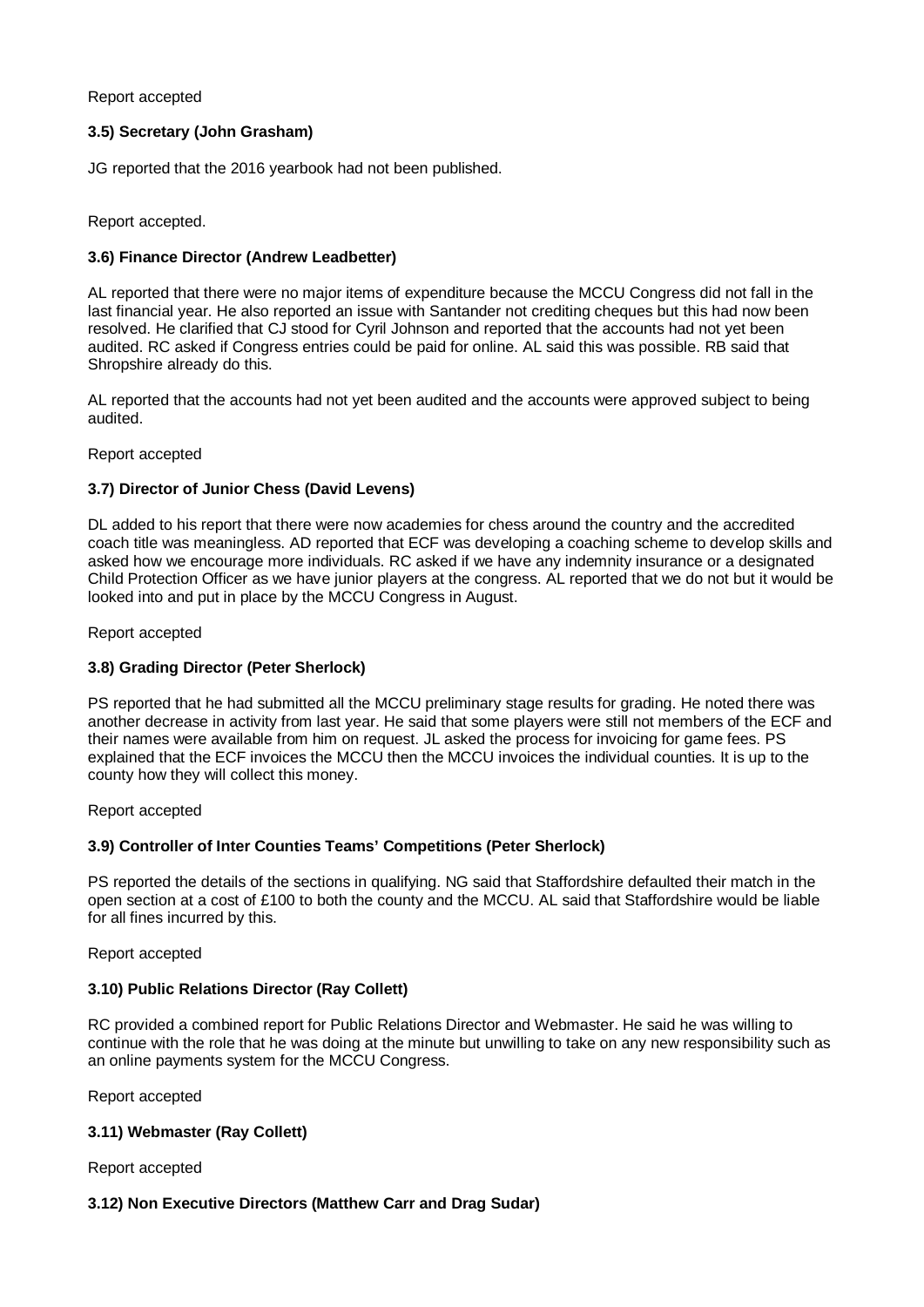Report accepted

### 3.5) Secretary (John Grasham)

JG reported that the 2016 yearbook had not been published.

Report accepted.

### 3.6) Finance Director (Andrew Leadbetter)

AL reported that there were no major items of expenditure because the MCCU Congress did not fall in the last financial year. He also reported an issue with Santander not crediting cheques but this had now been resolved. He clarified that CJ stood for Cyril Johnson and reported that the accounts had not yet been audited. RC asked if Congress entries could be paid for online. AL said this was possible. RB said that Shropshire already do this.

AL reported that the accounts had not yet been audited and the accounts were approved subject to being audited.

Report accepted

### 3.7) Director of Junior Chess (David Levens)

DL added to his report that there were now academies for chess around the country and the accredited coach title was meaningless. AD reported that ECF was developing a coaching scheme to develop skills and asked how we encourage more individuals. RC asked if we have any indemnity insurance or a designated Child Protection Officer as we have junior players at the congress. AL reported that we do not but it would be looked into and put in place by the MCCU Congress in August.

Report accepted

### 3.8) Grading Director (Peter Sherlock)

PS reported that he had submitted all the MCCU preliminary stage results for grading. He noted there was another decrease in activity from last year. He said that some players were still not members of the ECF and their names were available from him on request. JL asked the process for invoicing for game fees. PS explained that the ECF invoices the MCCU then the MCCU invoices the individual counties. It is up to the county how they will collect this money.

Report accepted

### 3.9) Controller of Inter Counties Teams' Competitions (Peter Sherlock)

PS reported the details of the sections in qualifying. NG said that Staffordshire defaulted their match in the open section at a cost of £100 to both the county and the MCCU. AL said that Staffordshire would be liable for all fines incurred by this.

Report accepted

### 3.10) Public Relations Director (Ray Collett)

RC provided a combined report for Public Relations Director and Webmaster. He said he was willing to continue with the role that he was doing at the minute but unwilling to take on any new responsibility such as an online payments system for the MCCU Congress.

Report accepted

### 3.11) Webmaster (Ray Collett)

Report accepted

### 3.12) Non Executive Directors (Matthew Carr and Drag Sudar)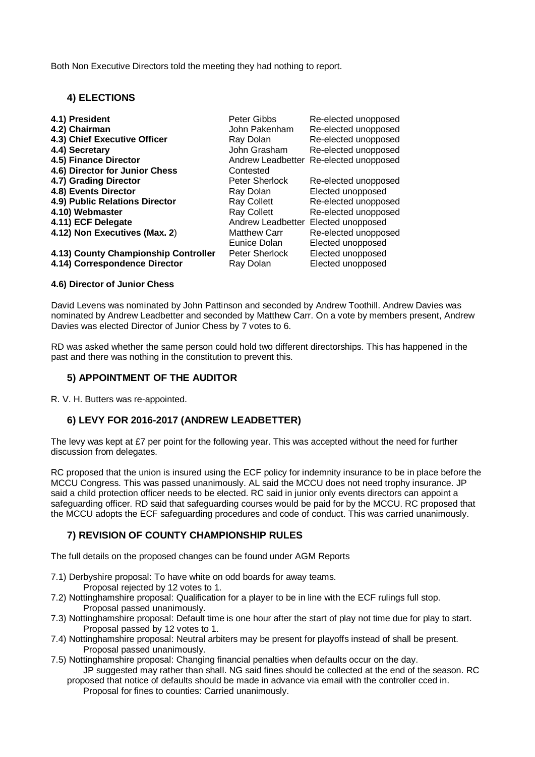Both Non Executive Directors told the meeting they had nothing to report.

## 4) ELECTIONS

| | | |
|---|---|---|
| **4.1) President** | Peter Gibbs | Re-elected unopposed |
| **4.2) Chairman** | John Pakenham | Re-elected unopposed |
| **4.3) Chief Executive Officer** | Ray Dolan | Re-elected unopposed |
| **4.4) Secretary** | John Grasham | Re-elected unopposed |
| **4.5) Finance Director** | Andrew Leadbetter | Re-elected unopposed |
| **4.6) Director for Junior Chess** | Contested | |
| **4.7) Grading Director** | Peter Sherlock | Re-elected unopposed |
| **4.8) Events Director** | Ray Dolan | Elected unopposed |
| **4.9) Public Relations Director** | Ray Collett | Re-elected unopposed |
| **4.10) Webmaster** | Ray Collett | Re-elected unopposed |
| **4.11) ECF Delegate** | Andrew Leadbetter | Elected unopposed |
| **4.12) Non Executives (Max. 2)** | Matthew Carr | Re-elected unopposed |
| | Eunice Dolan | Elected unopposed |
| **4.13) County Championship Controller** | Peter Sherlock | Elected unopposed |
| **4.14) Correspondence Director** | Ray Dolan | Elected unopposed |

**4.6) Director of Junior Chess**

David Levens was nominated by John Pattinson and seconded by Andrew Toothill. Andrew Davies was nominated by Andrew Leadbetter and seconded by Matthew Carr. On a vote by members present, Andrew Davies was elected Director of Junior Chess by 7 votes to 6.

RD was asked whether the same person could hold two different directorships. This has happened in the past and there was nothing in the constitution to prevent this.

## 5) APPOINTMENT OF THE AUDITOR

R. V. H. Butters was re-appointed.

## 6) LEVY FOR 2016-2017 (ANDREW LEADBETTER)

The levy was kept at £7 per point for the following year. This was accepted without the need for further discussion from delegates.

RC proposed that the union is insured using the ECF policy for indemnity insurance to be in place before the MCCU Congress. This was passed unanimously. AL said the MCCU does not need trophy insurance. JP said a child protection officer needs to be elected. RC said in junior only events directors can appoint a safeguarding officer. RD said that safeguarding courses would be paid for by the MCCU. RC proposed that the MCCU adopts the ECF safeguarding procedures and code of conduct. This was carried unanimously.

## 7) REVISION OF COUNTY CHAMPIONSHIP RULES

The full details on the proposed changes can be found under AGM Reports

7.1) Derbyshire proposal: To have white on odd boards for away teams.
   Proposal rejected by 12 votes to 1.

7.2) Nottinghamshire proposal: Qualification for a player to be in line with the ECF rulings full stop.
   Proposal passed unanimously.

7.3) Nottinghamshire proposal: Default time is one hour after the start of play not time due for play to start.
   Proposal passed by 12 votes to 1.

7.4) Nottinghamshire proposal: Neutral arbiters may be present for playoffs instead of shall be present.
   Proposal passed unanimously.

7.5) Nottinghamshire proposal: Changing financial penalties when defaults occur on the day.
   JP suggested may rather than shall. NG said fines should be collected at the end of the season. RC proposed that notice of defaults should be made in advance via email with the controller cced in.
   Proposal for fines to counties: Carried unanimously.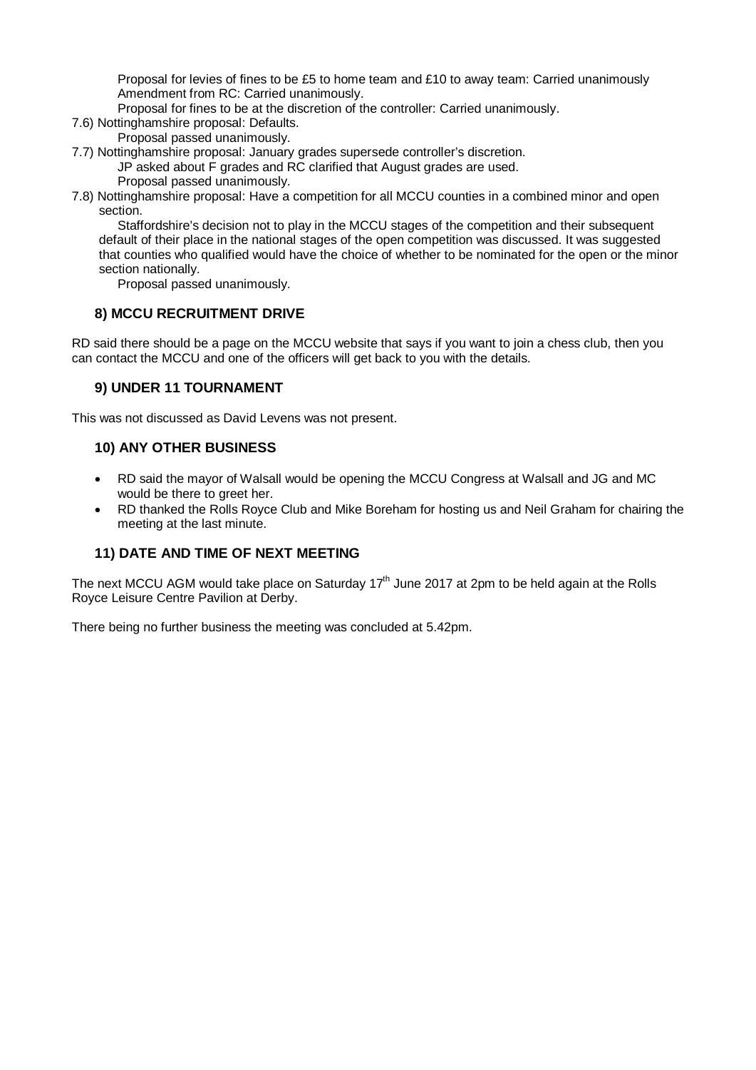Proposal for levies of fines to be £5 to home team and £10 to away team: Carried unanimously
Amendment from RC: Carried unanimously.
Proposal for fines to be at the discretion of the controller: Carried unanimously.

7.6) Nottinghamshire proposal: Defaults.
Proposal passed unanimously.

7.7) Nottinghamshire proposal: January grades supersede controller's discretion.
JP asked about F grades and RC clarified that August grades are used.
Proposal passed unanimously.

7.8) Nottinghamshire proposal: Have a competition for all MCCU counties in a combined minor and open section.
Staffordshire's decision not to play in the MCCU stages of the competition and their subsequent default of their place in the national stages of the open competition was discussed. It was suggested that counties who qualified would have the choice of whether to be nominated for the open or the minor section nationally.
Proposal passed unanimously.

### 8) MCCU RECRUITMENT DRIVE

RD said there should be a page on the MCCU website that says if you want to join a chess club, then you can contact the MCCU and one of the officers will get back to you with the details.

### 9) UNDER 11 TOURNAMENT

This was not discussed as David Levens was not present.

### 10) ANY OTHER BUSINESS

- RD said the mayor of Walsall would be opening the MCCU Congress at Walsall and JG and MC would be there to greet her.
- RD thanked the Rolls Royce Club and Mike Boreham for hosting us and Neil Graham for chairing the meeting at the last minute.

### 11) DATE AND TIME OF NEXT MEETING

The next MCCU AGM would take place on Saturday 17th June 2017 at 2pm to be held again at the Rolls Royce Leisure Centre Pavilion at Derby.

There being no further business the meeting was concluded at 5.42pm.